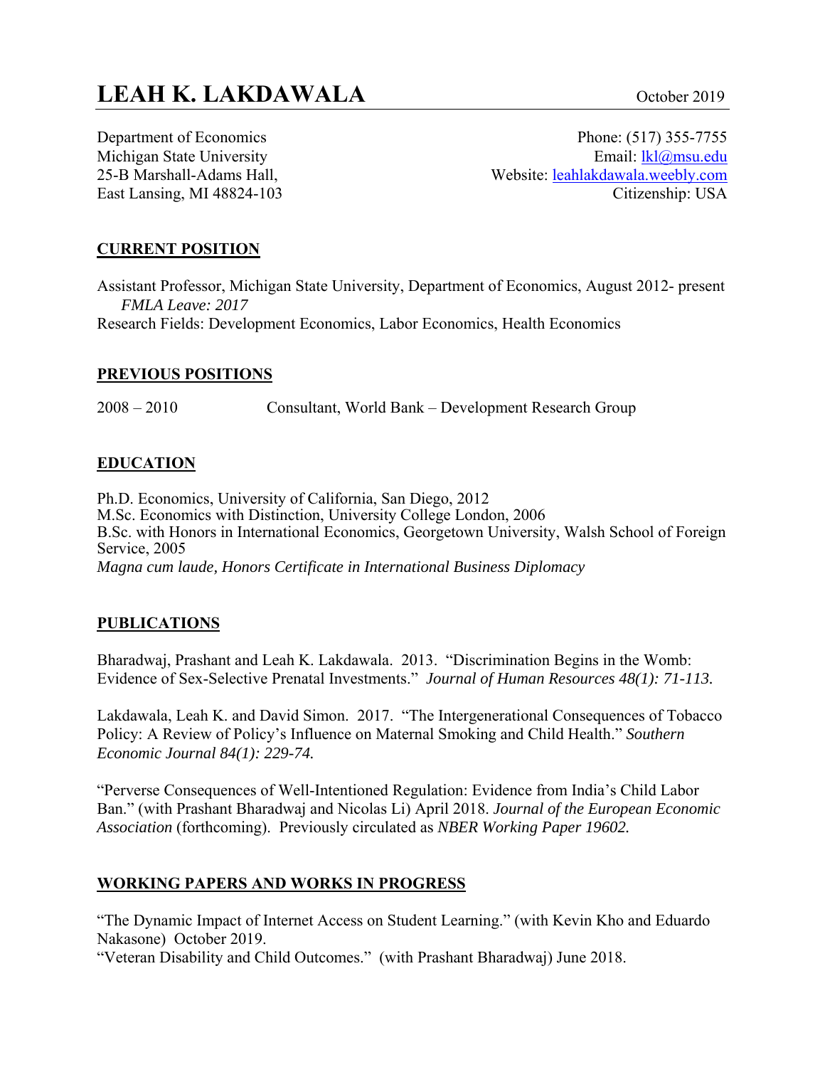# LEAH K. LAKDAWALA

October 2019

Department of Economics
Michigan State University
25-B Marshall-Adams Hall,
East Lansing, MI 48824-103

Phone: (517) 355-7755
Email: lkl@msu.edu
Website: leahlakdawala.weebly.com
Citizenship: USA

## CURRENT POSITION

Assistant Professor, Michigan State University, Department of Economics, August 2012- present
*FMLA Leave: 2017*
Research Fields: Development Economics, Labor Economics, Health Economics

## PREVIOUS POSITIONS

2008 – 2010 Consultant, World Bank – Development Research Group

## EDUCATION

Ph.D. Economics, University of California, San Diego, 2012
M.Sc. Economics with Distinction, University College London, 2006
B.Sc. with Honors in International Economics, Georgetown University, Walsh School of Foreign Service, 2005
*Magna cum laude, Honors Certificate in International Business Diplomacy*

## PUBLICATIONS

Bharadwaj, Prashant and Leah K. Lakdawala. 2013. "Discrimination Begins in the Womb: Evidence of Sex-Selective Prenatal Investments." *Journal of Human Resources 48(1): 71-113.*

Lakdawala, Leah K. and David Simon. 2017. "The Intergenerational Consequences of Tobacco Policy: A Review of Policy's Influence on Maternal Smoking and Child Health." *Southern Economic Journal 84(1): 229-74.*

"Perverse Consequences of Well-Intentioned Regulation: Evidence from India's Child Labor Ban." (with Prashant Bharadwaj and Nicolas Li) April 2018. *Journal of the European Economic Association* (forthcoming). Previously circulated as *NBER Working Paper 19602.*

## WORKING PAPERS AND WORKS IN PROGRESS

"The Dynamic Impact of Internet Access on Student Learning." (with Kevin Kho and Eduardo Nakasone) October 2019.
"Veteran Disability and Child Outcomes." (with Prashant Bharadwaj) June 2018.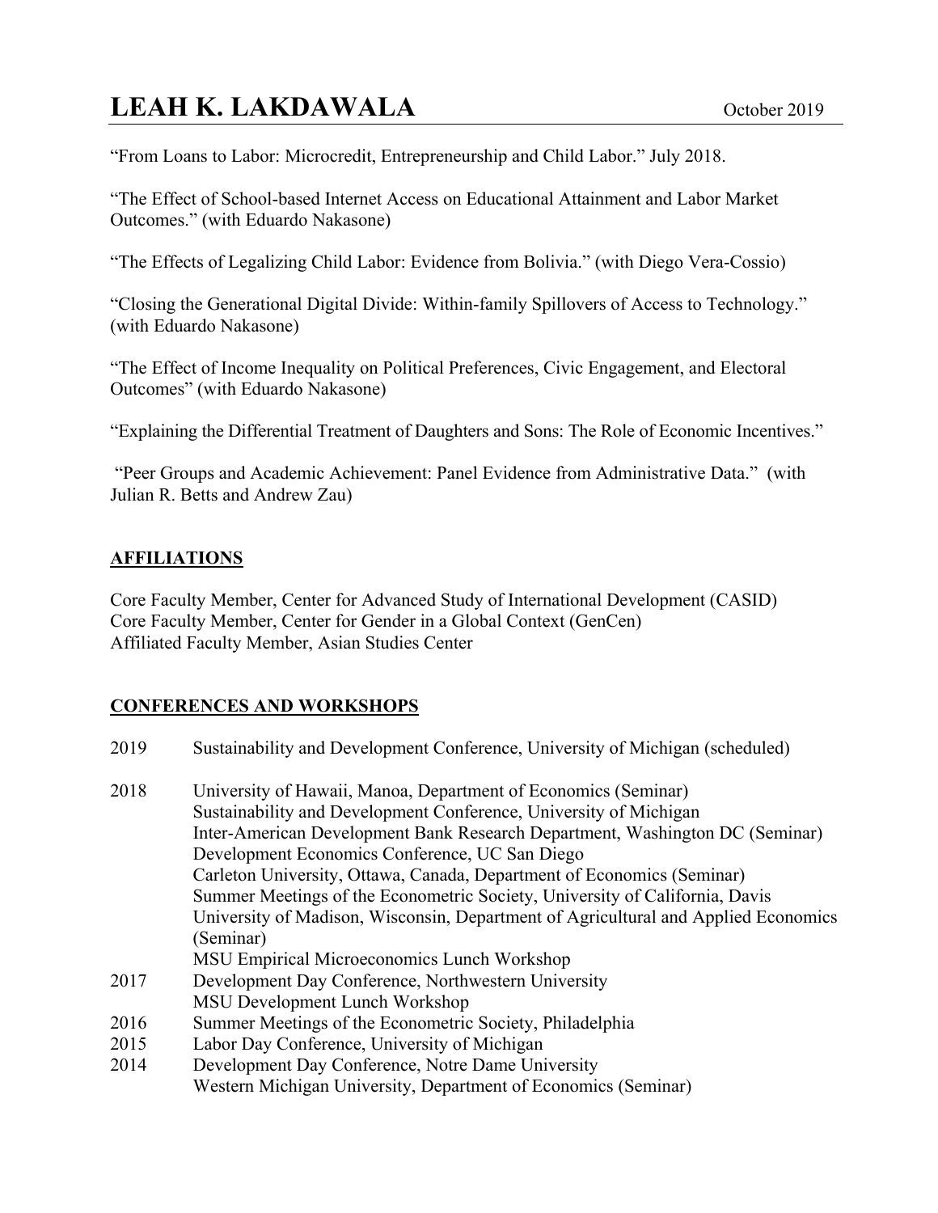"From Loans to Labor: Microcredit, Entrepreneurship and Child Labor." July 2018.

"The Effect of School-based Internet Access on Educational Attainment and Labor Market Outcomes." (with Eduardo Nakasone)

"The Effects of Legalizing Child Labor: Evidence from Bolivia." (with Diego Vera-Cossio)

"Closing the Generational Digital Divide: Within-family Spillovers of Access to Technology." (with Eduardo Nakasone)

"The Effect of Income Inequality on Political Preferences, Civic Engagement, and Electoral Outcomes" (with Eduardo Nakasone)

"Explaining the Differential Treatment of Daughters and Sons: The Role of Economic Incentives."

"Peer Groups and Academic Achievement: Panel Evidence from Administrative Data." (with Julian R. Betts and Andrew Zau)

## AFFILIATIONS

Core Faculty Member, Center for Advanced Study of International Development (CASID)
Core Faculty Member, Center for Gender in a Global Context (GenCen)
Affiliated Faculty Member, Asian Studies Center

## CONFERENCES AND WORKSHOPS

2019 Sustainability and Development Conference, University of Michigan (scheduled)

2018 University of Hawaii, Manoa, Department of Economics (Seminar)
Sustainability and Development Conference, University of Michigan
Inter-American Development Bank Research Department, Washington DC (Seminar)
Development Economics Conference, UC San Diego
Carleton University, Ottawa, Canada, Department of Economics (Seminar)
Summer Meetings of the Econometric Society, University of California, Davis
University of Madison, Wisconsin, Department of Agricultural and Applied Economics (Seminar)
MSU Empirical Microeconomics Lunch Workshop

2017 Development Day Conference, Northwestern University
MSU Development Lunch Workshop

2016 Summer Meetings of the Econometric Society, Philadelphia

2015 Labor Day Conference, University of Michigan

2014 Development Day Conference, Notre Dame University
Western Michigan University, Department of Economics (Seminar)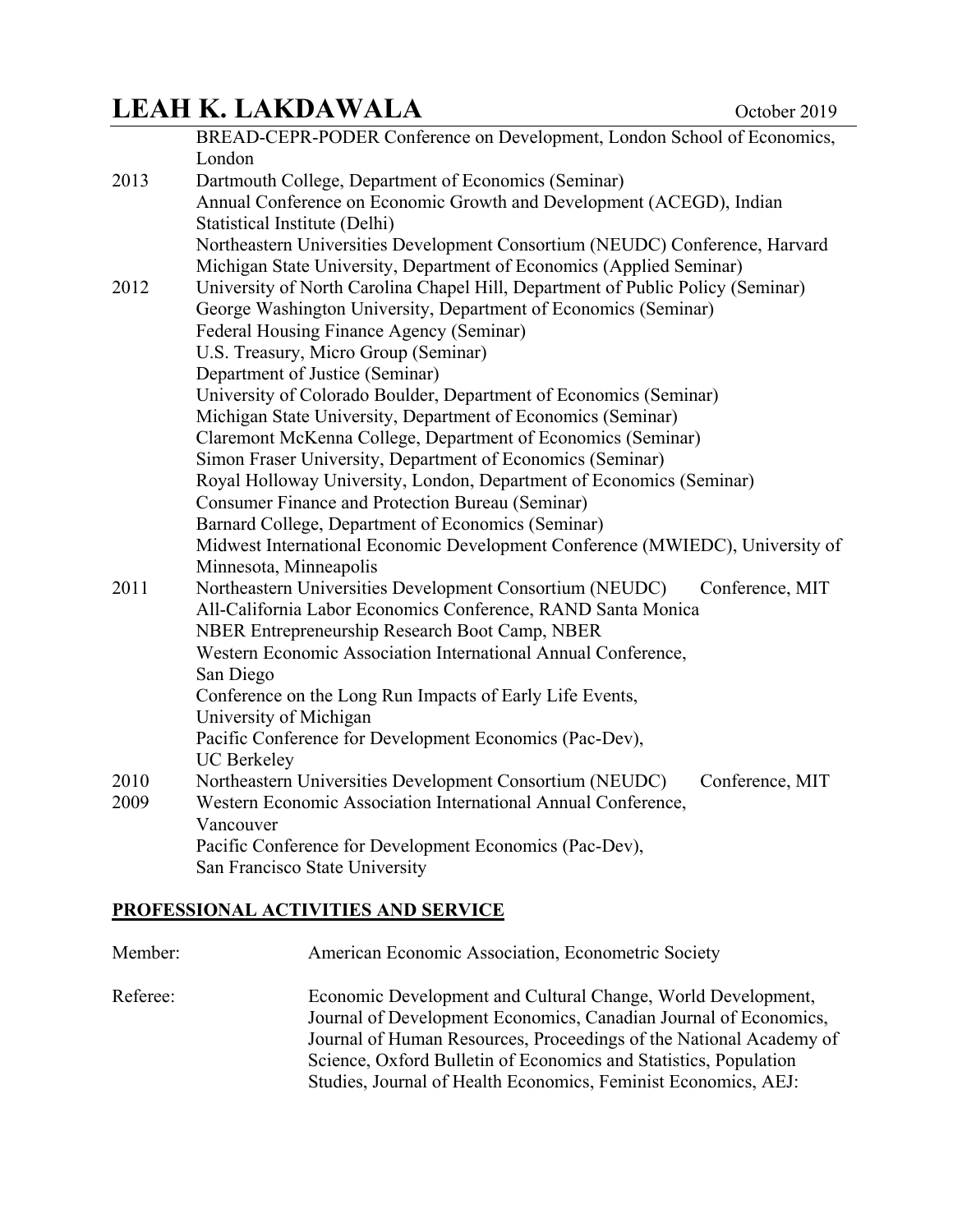| | |
|---|---|
| | BREAD-CEPR-PODER Conference on Development, London School of Economics, London |
| 2013 | Dartmouth College, Department of Economics (Seminar) |
| | Annual Conference on Economic Growth and Development (ACEGD), Indian Statistical Institute (Delhi) |
| | Northeastern Universities Development Consortium (NEUDC) Conference, Harvard |
| | Michigan State University, Department of Economics (Applied Seminar) |
| 2012 | University of North Carolina Chapel Hill, Department of Public Policy (Seminar) |
| | George Washington University, Department of Economics (Seminar) |
| | Federal Housing Finance Agency (Seminar) |
| | U.S. Treasury, Micro Group (Seminar) |
| | Department of Justice (Seminar) |
| | University of Colorado Boulder, Department of Economics (Seminar) |
| | Michigan State University, Department of Economics (Seminar) |
| | Claremont McKenna College, Department of Economics (Seminar) |
| | Simon Fraser University, Department of Economics (Seminar) |
| | Royal Holloway University, London, Department of Economics (Seminar) |
| | Consumer Finance and Protection Bureau (Seminar) |
| | Barnard College, Department of Economics (Seminar) |
| | Midwest International Economic Development Conference (MWIEDC), University of Minnesota, Minneapolis |
| 2011 | Northeastern Universities Development Consortium (NEUDC) Conference, MIT |
| | All-California Labor Economics Conference, RAND Santa Monica |
| | NBER Entrepreneurship Research Boot Camp, NBER |
| | Western Economic Association International Annual Conference, San Diego |
| | Conference on the Long Run Impacts of Early Life Events, University of Michigan |
| | Pacific Conference for Development Economics (Pac-Dev), UC Berkeley |
| 2010 | Northeastern Universities Development Consortium (NEUDC) Conference, MIT |
| 2009 | Western Economic Association International Annual Conference, Vancouver |
| | Pacific Conference for Development Economics (Pac-Dev), San Francisco State University |

## PROFESSIONAL ACTIVITIES AND SERVICE

| | |
|---|---|
| Member: | American Economic Association, Econometric Society |
| Referee: | Economic Development and Cultural Change, World Development, Journal of Development Economics, Canadian Journal of Economics, Journal of Human Resources, Proceedings of the National Academy of Science, Oxford Bulletin of Economics and Statistics, Population Studies, Journal of Health Economics, Feminist Economics, AEJ: |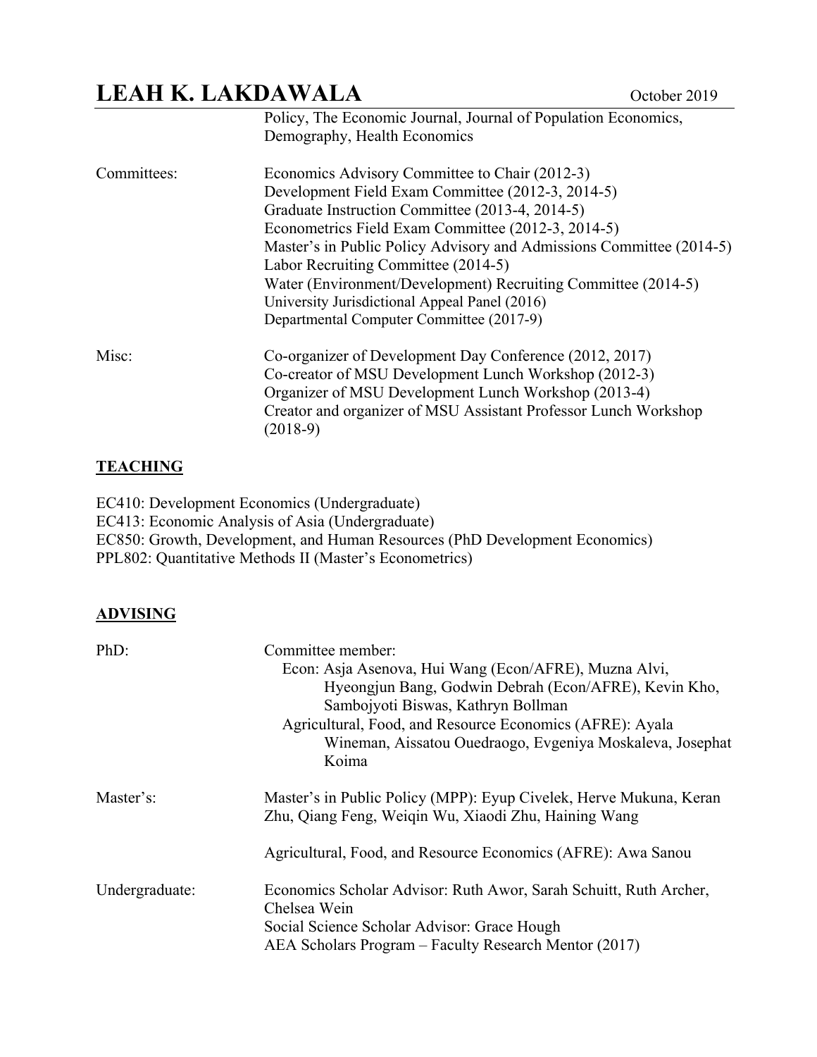Policy, The Economic Journal, Journal of Population Economics, Demography, Health Economics

Committees:
- Economics Advisory Committee to Chair (2012-3)
- Development Field Exam Committee (2012-3, 2014-5)
- Graduate Instruction Committee (2013-4, 2014-5)
- Econometrics Field Exam Committee (2012-3, 2014-5)
- Master's in Public Policy Advisory and Admissions Committee (2014-5)
- Labor Recruiting Committee (2014-5)
- Water (Environment/Development) Recruiting Committee (2014-5)
- University Jurisdictional Appeal Panel (2016)
- Departmental Computer Committee (2017-9)

Misc:
- Co-organizer of Development Day Conference (2012, 2017)
- Co-creator of MSU Development Lunch Workshop (2012-3)
- Organizer of MSU Development Lunch Workshop (2013-4)
- Creator and organizer of MSU Assistant Professor Lunch Workshop (2018-9)

## TEACHING

EC410: Development Economics (Undergraduate)
EC413: Economic Analysis of Asia (Undergraduate)
EC850: Growth, Development, and Human Resources (PhD Development Economics)
PPL802: Quantitative Methods II (Master's Econometrics)

## ADVISING

PhD:
Committee member:
- Econ: Asja Asenova, Hui Wang (Econ/AFRE), Muzna Alvi, Hyeongjun Bang, Godwin Debrah (Econ/AFRE), Kevin Kho, Sambojyoti Biswas, Kathryn Bollman
- Agricultural, Food, and Resource Economics (AFRE): Ayala Wineman, Aissatou Ouedraogo, Evgeniya Moskaleva, Josephat Koima

Master's:
- Master's in Public Policy (MPP): Eyup Civelek, Herve Mukuna, Keran Zhu, Qiang Feng, Weiqin Wu, Xiaodi Zhu, Haining Wang
- Agricultural, Food, and Resource Economics (AFRE): Awa Sanou

Undergraduate:
- Economics Scholar Advisor: Ruth Awor, Sarah Schuitt, Ruth Archer, Chelsea Wein
- Social Science Scholar Advisor: Grace Hough
- AEA Scholars Program – Faculty Research Mentor (2017)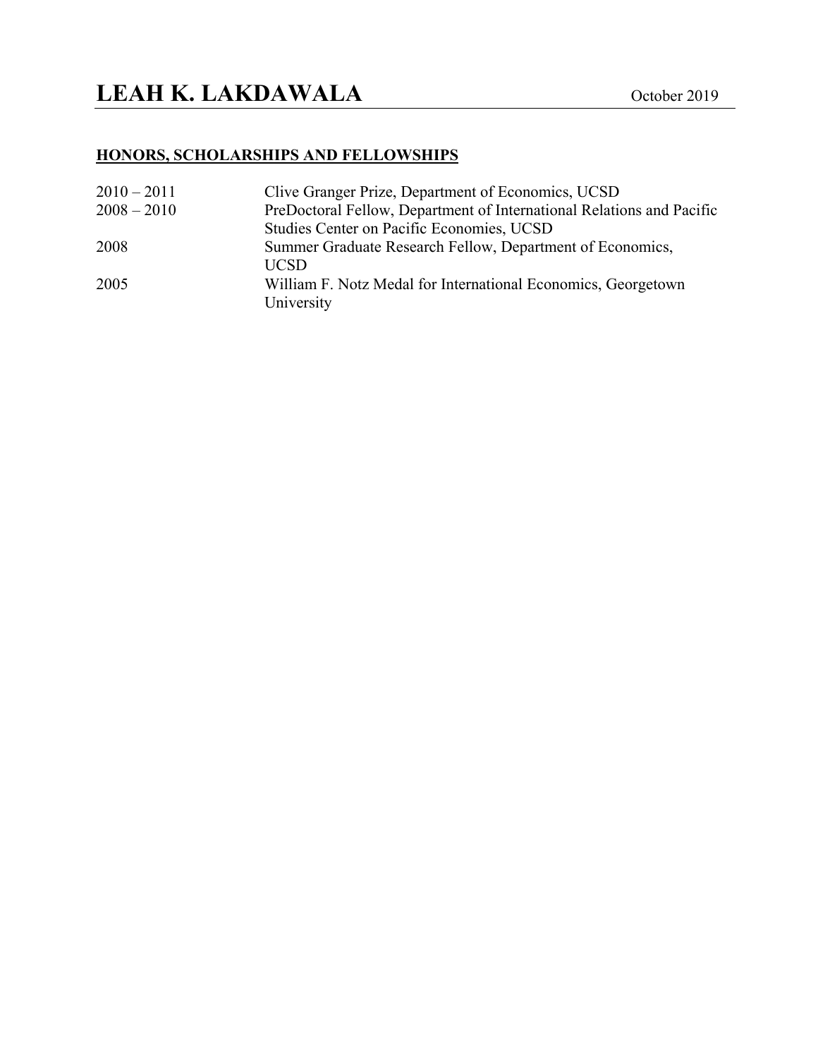## HONORS, SCHOLARSHIPS AND FELLOWSHIPS

| | |
|---|---|
| 2010 – 2011 | Clive Granger Prize, Department of Economics, UCSD |
| 2008 – 2010 | PreDoctoral Fellow, Department of International Relations and Pacific Studies Center on Pacific Economies, UCSD |
| 2008 | Summer Graduate Research Fellow, Department of Economics, UCSD |
| 2005 | William F. Notz Medal for International Economics, Georgetown University |